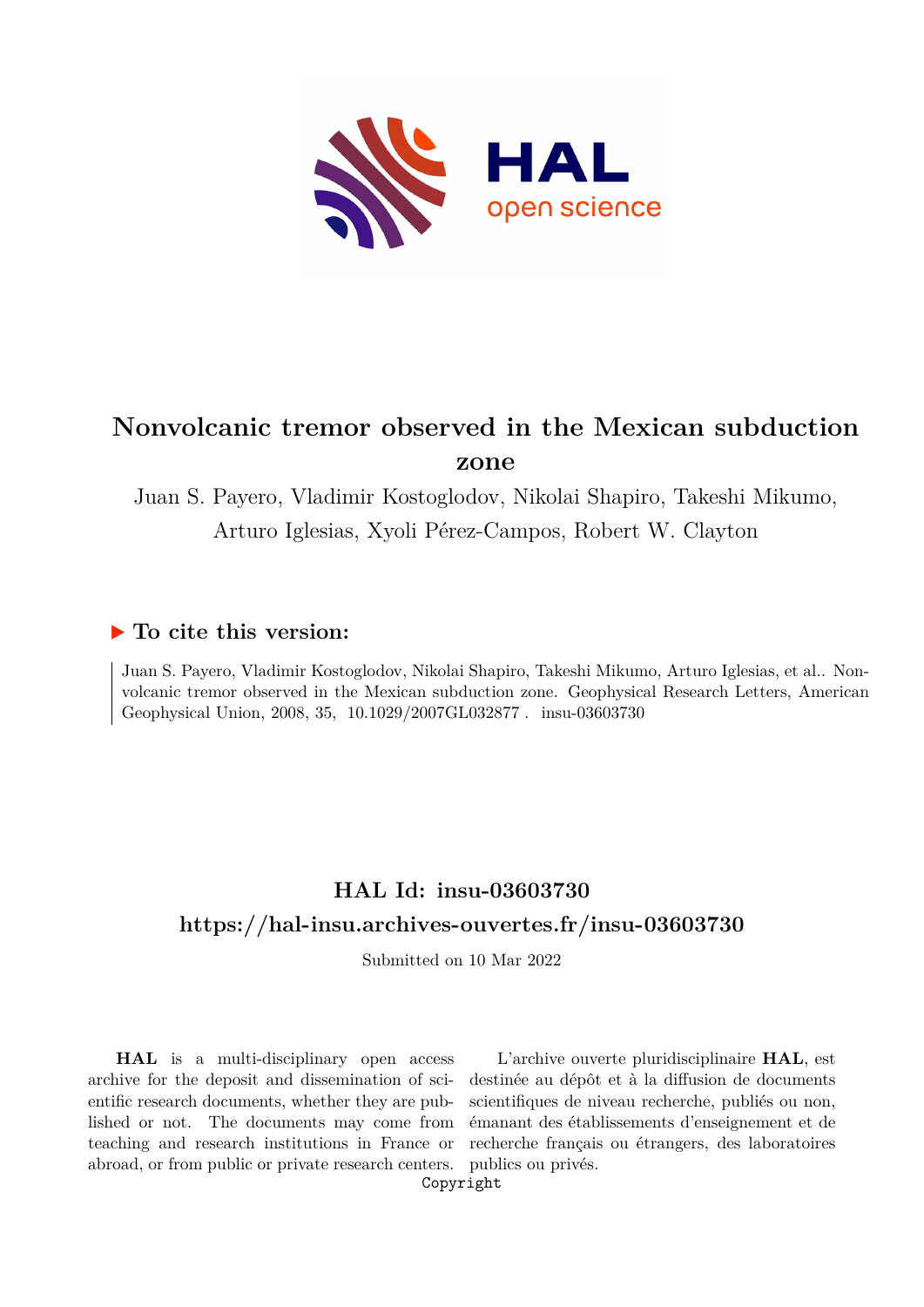# Nonvolcanic tremor observed in the Mexican subduction zone

Juan S. Payero, Vladimir Kostoglodov, Nikolai Shapiro, Takeshi Mikumo, Arturo Iglesias, Xyoli Pérez-Campos, Robert W. Clayton

## ▶ To cite this version:

Juan S. Payero, Vladimir Kostoglodov, Nikolai Shapiro, Takeshi Mikumo, Arturo Iglesias, et al.. Nonvolcanic tremor observed in the Mexican subduction zone. Geophysical Research Letters, American Geophysical Union, 2008, 35, 10.1029/2007GL032877 . insu-03603730

## HAL Id: insu-03603730

## https://hal-insu.archives-ouvertes.fr/insu-03603730

Submitted on 10 Mar 2022

**HAL** is a multi-disciplinary open access archive for the deposit and dissemination of scientific research documents, whether they are published or not. The documents may come from teaching and research institutions in France or abroad, or from public or private research centers.

L'archive ouverte pluridisciplinaire **HAL**, est destinée au dépôt et à la diffusion de documents scientifiques de niveau recherche, publiés ou non, émanant des établissements d'enseignement et de recherche français ou étrangers, des laboratoires publics ou privés.

Copyright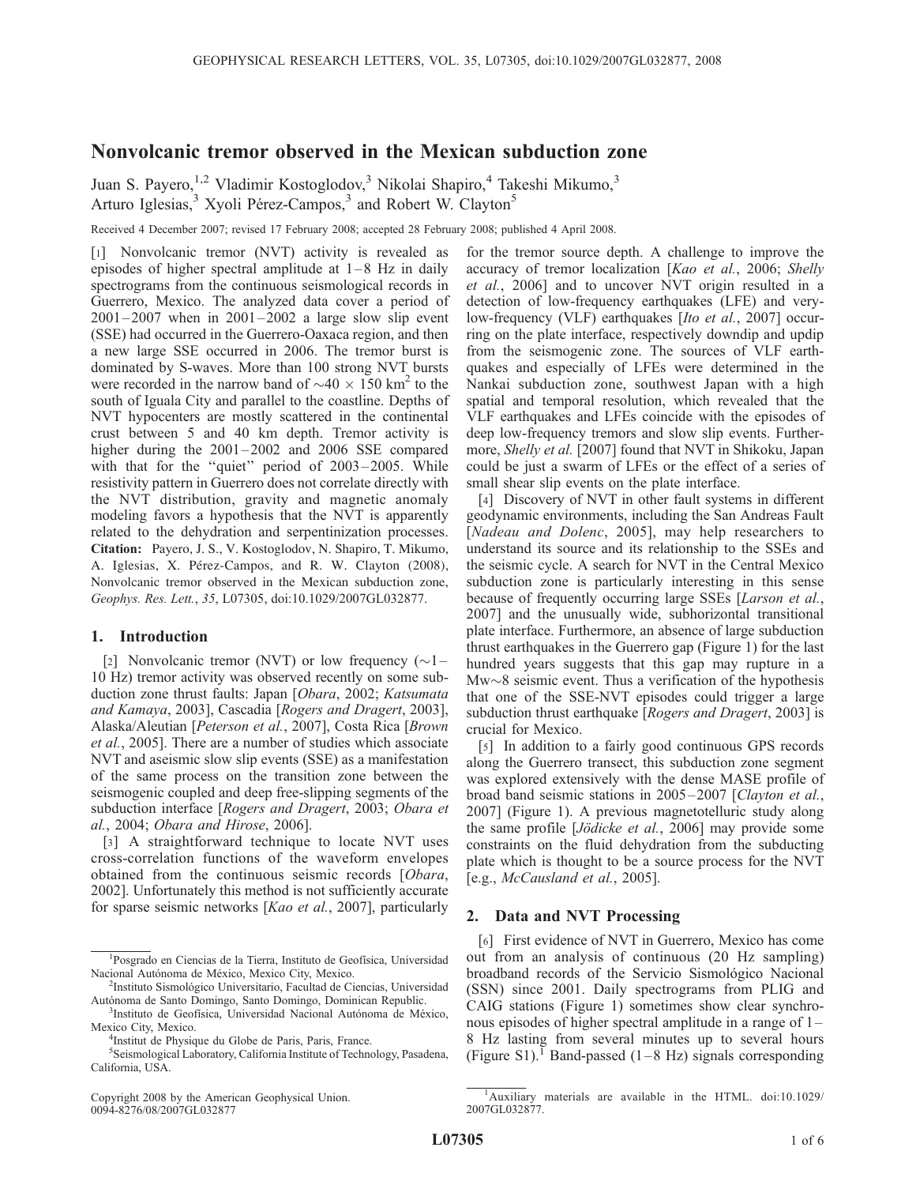# Nonvolcanic tremor observed in the Mexican subduction zone

Juan S. Payero,[1,2] Vladimir Kostoglodov,[3] Nikolai Shapiro,[4] Takeshi Mikumo,[3] Arturo Iglesias,[3] Xyoli Pérez-Campos,[3] and Robert W. Clayton[5]

Received 4 December 2007; revised 17 February 2008; accepted 28 February 2008; published 4 April 2008.

[1] Nonvolcanic tremor (NVT) activity is revealed as episodes of higher spectral amplitude at 1–8 Hz in daily spectrograms from the continuous seismological records in Guerrero, Mexico. The analyzed data cover a period of 2001–2007 when in 2001–2002 a large slow slip event (SSE) had occurred in the Guerrero-Oaxaca region, and then a new large SSE occurred in 2006. The tremor burst is dominated by S-waves. More than 100 strong NVT bursts were recorded in the narrow band of $\sim 40 \times 150$ km$^2$ to the south of Iguala City and parallel to the coastline. Depths of NVT hypocenters are mostly scattered in the continental crust between 5 and 40 km depth. Tremor activity is higher during the 2001–2002 and 2006 SSE compared with that for the "quiet" period of 2003–2005. While resistivity pattern in Guerrero does not correlate directly with the NVT distribution, gravity and magnetic anomaly modeling favors a hypothesis that the NVT is apparently related to the dehydration and serpentinization processes. **Citation:** Payero, J. S., V. Kostoglodov, N. Shapiro, T. Mikumo, A. Iglesias, X. Pérez-Campos, and R. W. Clayton (2008), Nonvolcanic tremor observed in the Mexican subduction zone, *Geophys. Res. Lett.*, *35*, L07305, doi:10.1029/2007GL032877.

## 1. Introduction

[2] Nonvolcanic tremor (NVT) or low frequency (~1–10 Hz) tremor activity was observed recently on some subduction zone thrust faults: Japan [*Obara*, 2002; *Katsumata and Kamaya*, 2003], Cascadia [*Rogers and Dragert*, 2003], Alaska/Aleutian [*Peterson et al.*, 2007], Costa Rica [*Brown et al.*, 2005]. There are a number of studies which associate NVT and aseismic slow slip events (SSE) as a manifestation of the same process on the transition zone between the seismogenic coupled and deep free-slipping segments of the subduction interface [*Rogers and Dragert*, 2003; *Obara et al.*, 2004; *Obara and Hirose*, 2006].

[3] A straightforward technique to locate NVT uses cross-correlation functions of the waveform envelopes obtained from the continuous seismic records [*Obara*, 2002]. Unfortunately this method is not sufficiently accurate for sparse seismic networks [*Kao et al.*, 2007], particularly for the tremor source depth. A challenge to improve the accuracy of tremor localization [*Kao et al.*, 2006; *Shelly et al.*, 2006] and to uncover NVT origin resulted in a detection of low-frequency earthquakes (LFE) and very-low-frequency (VLF) earthquakes [*Ito et al.*, 2007] occurring on the plate interface, respectively downdip and updip from the seismogenic zone. The sources of VLF earthquakes and especially of LFEs were determined in the Nankai subduction zone, southwest Japan with a high spatial and temporal resolution, which revealed that the VLF earthquakes and LFEs coincide with the episodes of deep low-frequency tremors and slow slip events. Furthermore, *Shelly et al.* [2007] found that NVT in Shikoku, Japan could be just a swarm of LFEs or the effect of a series of small shear slip events on the plate interface.

[4] Discovery of NVT in other fault systems in different geodynamic environments, including the San Andreas Fault [*Nadeau and Dolenc*, 2005], may help researchers to understand its source and its relationship to the SSEs and the seismic cycle. A search for NVT in the Central Mexico subduction zone is particularly interesting in this sense because of frequently occurring large SSEs [*Larson et al.*, 2007] and the unusually wide, subhorizontal transitional plate interface. Furthermore, an absence of large subduction thrust earthquakes in the Guerrero gap (Figure 1) for the last hundred years suggests that this gap may rupture in a Mw~8 seismic event. Thus a verification of the hypothesis that one of the SSE-NVT episodes could trigger a large subduction thrust earthquake [*Rogers and Dragert*, 2003] is crucial for Mexico.

[5] In addition to a fairly good continuous GPS records along the Guerrero transect, this subduction zone segment was explored extensively with the dense MASE profile of broad band seismic stations in 2005–2007 [*Clayton et al.*, 2007] (Figure 1). A previous magnetotelluric study along the same profile [*Jödicke et al.*, 2006] may provide some constraints on the fluid dehydration from the subducting plate which is thought to be a source process for the NVT [e.g., *McCausland et al.*, 2005].

## 2. Data and NVT Processing

[6] First evidence of NVT in Guerrero, Mexico has come out from an analysis of continuous (20 Hz sampling) broadband records of the Servicio Sismológico Nacional (SSN) since 2001. Daily spectrograms from PLIG and CAIG stations (Figure 1) sometimes show clear synchronous episodes of higher spectral amplitude in a range of 1–8 Hz lasting from several minutes up to several hours (Figure S1).[1] Band-passed (1–8 Hz) signals corresponding

---

[1]Posgrado en Ciencias de la Tierra, Instituto de Geofísica, Universidad Nacional Autónoma de México, Mexico City, Mexico.

[2]Instituto Sismológico Universitario, Facultad de Ciencias, Universidad Autónoma de Santo Domingo, Santo Domingo, Dominican Republic.

[3]Instituto de Geofísica, Universidad Nacional Autónoma de México, Mexico City, Mexico.

[4]Institut de Physique du Globe de Paris, Paris, France.

[5]Seismological Laboratory, California Institute of Technology, Pasadena, California, USA.

Copyright 2008 by the American Geophysical Union.
0094-8276/08/2007GL032877

[1]Auxiliary materials are available in the HTML. doi:10.1029/2007GL032877.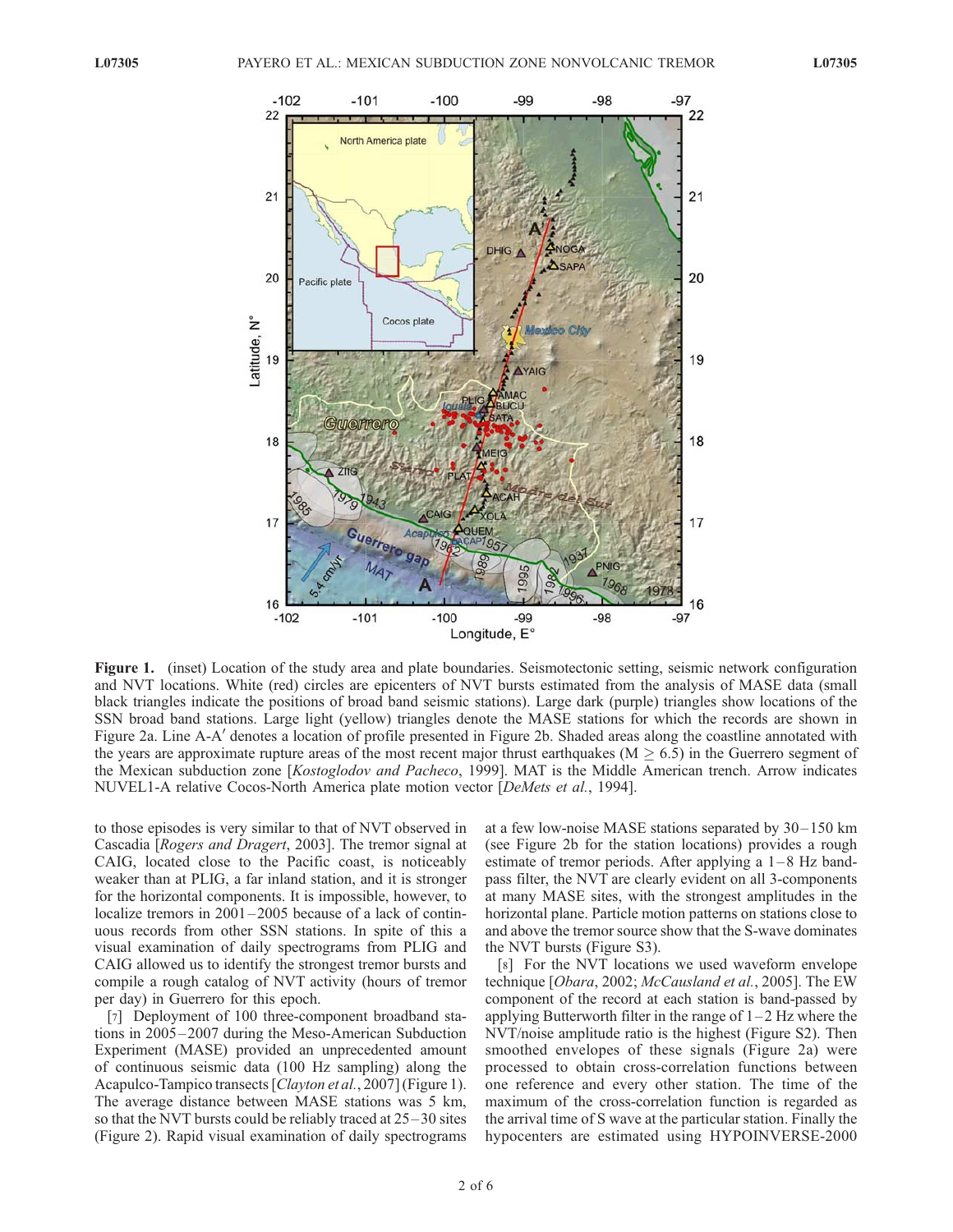**Figure 1.** (inset) Location of the study area and plate boundaries. Seismotectonic setting, seismic network configuration and NVT locations. White (red) circles are epicenters of NVT bursts estimated from the analysis of MASE data (small black triangles indicate the positions of broad band seismic stations). Large dark (purple) triangles show locations of the SSN broad band stations. Large light (yellow) triangles denote the MASE stations for which the records are shown in Figure 2a. Line A-A′ denotes a location of profile presented in Figure 2b. Shaded areas along the coastline annotated with the years are approximate rupture areas of the most recent major thrust earthquakes ($M \geq 6.5$) in the Guerrero segment of the Mexican subduction zone [*Kostoglodov and Pacheco*, 1999]. MAT is the Middle American trench. Arrow indicates NUVEL1-A relative Cocos-North America plate motion vector [*DeMets et al.*, 1994].

to those episodes is very similar to that of NVT observed in Cascadia [*Rogers and Dragert*, 2003]. The tremor signal at CAIG, located close to the Pacific coast, is noticeably weaker than at PLIG, a far inland station, and it is stronger for the horizontal components. It is impossible, however, to localize tremors in 2001–2005 because of a lack of continuous records from other SSN stations. In spite of this a visual examination of daily spectrograms from PLIG and CAIG allowed us to identify the strongest tremor bursts and compile a rough catalog of NVT activity (hours of tremor per day) in Guerrero for this epoch.

[7] Deployment of 100 three-component broadband stations in 2005–2007 during the Meso-American Subduction Experiment (MASE) provided an unprecedented amount of continuous seismic data (100 Hz sampling) along the Acapulco-Tampico transects [*Clayton et al.*, 2007] (Figure 1). The average distance between MASE stations was 5 km, so that the NVT bursts could be reliably traced at 25–30 sites (Figure 2). Rapid visual examination of daily spectrograms at a few low-noise MASE stations separated by 30–150 km (see Figure 2b for the station locations) provides a rough estimate of tremor periods. After applying a 1–8 Hz band-pass filter, the NVT are clearly evident on all 3-components at many MASE sites, with the strongest amplitudes in the horizontal plane. Particle motion patterns on stations close to and above the tremor source show that the S-wave dominates the NVT bursts (Figure S3).

[8] For the NVT locations we used waveform envelope technique [*Obara*, 2002; *McCausland et al.*, 2005]. The EW component of the record at each station is band-passed by applying Butterworth filter in the range of 1–2 Hz where the NVT/noise amplitude ratio is the highest (Figure S2). Then smoothed envelopes of these signals (Figure 2a) were processed to obtain cross-correlation functions between one reference and every other station. The time of the maximum of the cross-correlation function is regarded as the arrival time of S wave at the particular station. Finally the hypocenters are estimated using HYPOINVERSE-2000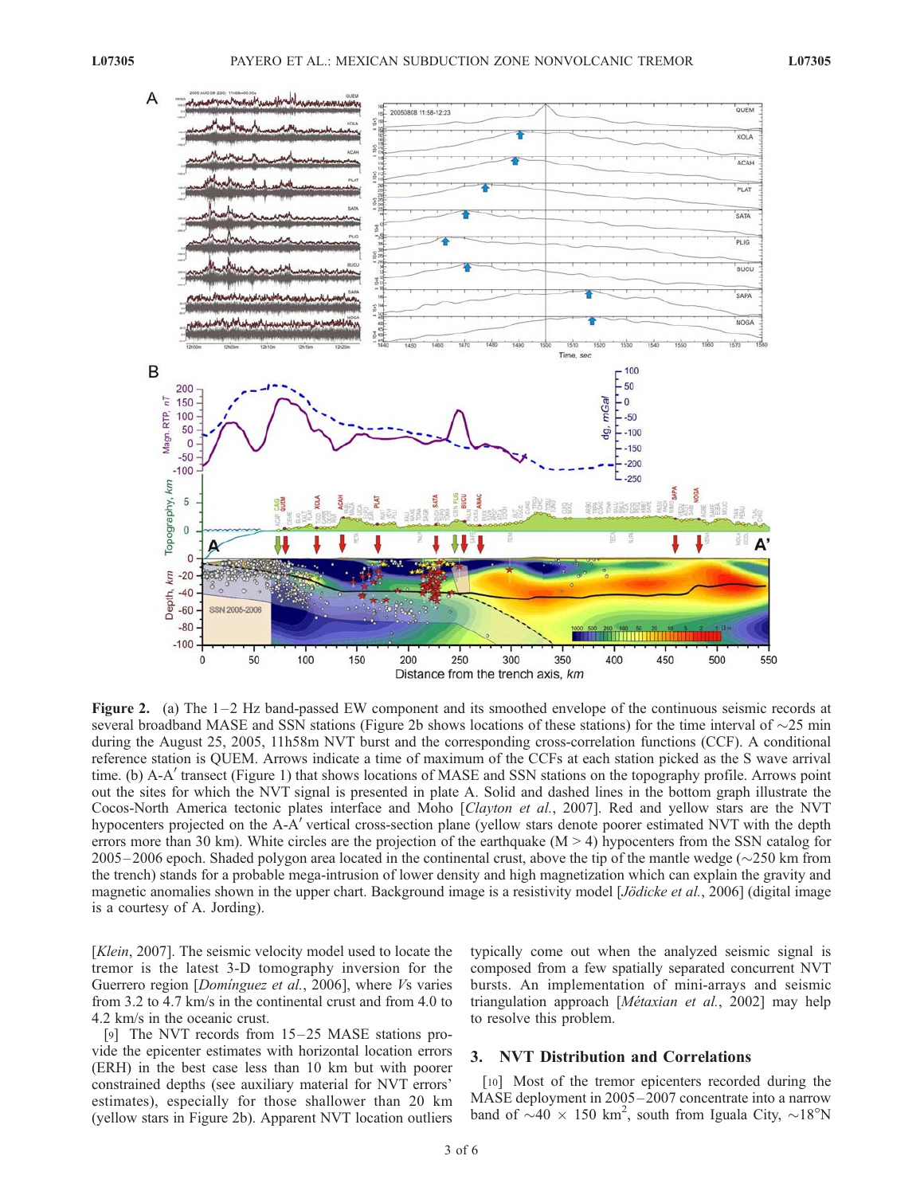**Figure 2.** (a) The 1–2 Hz band-passed EW component and its smoothed envelope of the continuous seismic records at several broadband MASE and SSN stations (Figure 2b shows locations of these stations) for the time interval of ~25 min during the August 25, 2005, 11h58m NVT burst and the corresponding cross-correlation functions (CCF). A conditional reference station is QUEM. Arrows indicate a time of maximum of the CCFs at each station picked as the S wave arrival time. (b) A-A′ transect (Figure 1) that shows locations of MASE and SSN stations on the topography profile. Arrows point out the sites for which the NVT signal is presented in plate A. Solid and dashed lines in the bottom graph illustrate the Cocos-North America tectonic plates interface and Moho [*Clayton et al.*, 2007]. Red and yellow stars are the NVT hypocenters projected on the A-A′ vertical cross-section plane (yellow stars denote poorer estimated NVT with the depth errors more than 30 km). White circles are the projection of the earthquake (M > 4) hypocenters from the SSN catalog for 2005–2006 epoch. Shaded polygon area located in the continental crust, above the tip of the mantle wedge (~250 km from the trench) stands for a probable mega-intrusion of lower density and high magnetization which can explain the gravity and magnetic anomalies shown in the upper chart. Background image is a resistivity model [*Jödicke et al.*, 2006] (digital image is a courtesy of A. Jording).

[*Klein*, 2007]. The seismic velocity model used to locate the tremor is the latest 3-D tomography inversion for the Guerrero region [*Domínguez et al.*, 2006], where *Vs* varies from 3.2 to 4.7 km/s in the continental crust and from 4.0 to 4.2 km/s in the oceanic crust.

[9] The NVT records from 15–25 MASE stations provide the epicenter estimates with horizontal location errors (ERH) in the best case less than 10 km but with poorer constrained depths (see auxiliary material for NVT errors' estimates), especially for those shallower than 20 km (yellow stars in Figure 2b). Apparent NVT location outliers typically come out when the analyzed seismic signal is composed from a few spatially separated concurrent NVT bursts. An implementation of mini-arrays and seismic triangulation approach [*Métaxian et al.*, 2002] may help to resolve this problem.

## 3. NVT Distribution and Correlations

[10] Most of the tremor epicenters recorded during the MASE deployment in 2005–2007 concentrate into a narrow band of ~40 × 150 km$^2$, south from Iguala City, ~18°N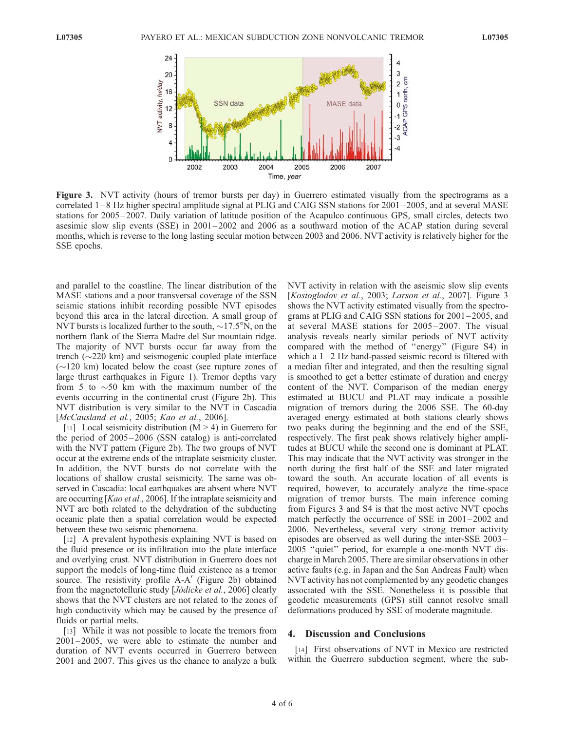**Figure 3.** NVT activity (hours of tremor bursts per day) in Guerrero estimated visually from the spectrograms as a correlated 1–8 Hz higher spectral amplitude signal at PLIG and CAIG SSN stations for 2001–2005, and at several MASE stations for 2005–2007. Daily variation of latitude position of the Acapulco continuous GPS, small circles, detects two asesimic slow slip events (SSE) in 2001–2002 and 2006 as a southward motion of the ACAP station during several months, which is reverse to the long lasting secular motion between 2003 and 2006. NVT activity is relatively higher for the SSE epochs.

and parallel to the coastline. The linear distribution of the MASE stations and a poor transversal coverage of the SSN seismic stations inhibit recording possible NVT episodes beyond this area in the lateral direction. A small group of NVT bursts is localized further to the south, ~17.5°N, on the northern flank of the Sierra Madre del Sur mountain ridge. The majority of NVT bursts occur far away from the trench (~220 km) and seismogenic coupled plate interface (~120 km) located below the coast (see rupture zones of large thrust earthquakes in Figure 1). Tremor depths vary from 5 to ~50 km with the maximum number of the events occurring in the continental crust (Figure 2b). This NVT distribution is very similar to the NVT in Cascadia [*McCausland et al.*, 2005; *Kao et al.*, 2006].

[11] Local seismicity distribution ($M > 4$) in Guerrero for the period of 2005–2006 (SSN catalog) is anti-correlated with the NVT pattern (Figure 2b). The two groups of NVT occur at the extreme ends of the intraplate seismicity cluster. In addition, the NVT bursts do not correlate with the locations of shallow crustal seismicity. The same was observed in Cascadia: local earthquakes are absent where NVT are occurring [*Kao et al.*, 2006]. If the intraplate seismicity and NVT are both related to the dehydration of the subducting oceanic plate then a spatial correlation would be expected between these two seismic phenomena.

[12] A prevalent hypothesis explaining NVT is based on the fluid presence or its infiltration into the plate interface and overlying crust. NVT distribution in Guerrero does not support the models of long-time fluid existence as a tremor source. The resistivity profile A-A′ (Figure 2b) obtained from the magnetotelluric study [*Jödicke et al.*, 2006] clearly shows that the NVT clusters are not related to the zones of high conductivity which may be caused by the presence of fluids or partial melts.

[13] While it was not possible to locate the tremors from 2001–2005, we were able to estimate the number and duration of NVT events occurred in Guerrero between 2001 and 2007. This gives us the chance to analyze a bulk NVT activity in relation with the aseismic slow slip events [*Kostoglodov et al.*, 2003; *Larson et al.*, 2007]. Figure 3 shows the NVT activity estimated visually from the spectrograms at PLIG and CAIG SSN stations for 2001–2005, and at several MASE stations for 2005–2007. The visual analysis reveals nearly similar periods of NVT activity compared with the method of "energy" (Figure S4) in which a 1–2 Hz band-passed seismic record is filtered with a median filter and integrated, and then the resulting signal is smoothed to get a better estimate of duration and energy content of the NVT. Comparison of the median energy estimated at BUCU and PLAT may indicate a possible migration of tremors during the 2006 SSE. The 60-day averaged energy estimated at both stations clearly shows two peaks during the beginning and the end of the SSE, respectively. The first peak shows relatively higher amplitudes at BUCU while the second one is dominant at PLAT. This may indicate that the NVT activity was stronger in the north during the first half of the SSE and later migrated toward the south. An accurate location of all events is required, however, to accurately analyze the time-space migration of tremor bursts. The main inference coming from Figures 3 and S4 is that the most active NVT epochs match perfectly the occurrence of SSE in 2001–2002 and 2006. Nevertheless, several very strong tremor activity episodes are observed as well during the inter-SSE 2003–2005 "quiet" period, for example a one-month NVT discharge in March 2005. There are similar observations in other active faults (e.g. in Japan and the San Andreas Fault) when NVT activity has not complemented by any geodetic changes associated with the SSE. Nonetheless it is possible that geodetic measurements (GPS) still cannot resolve small deformations produced by SSE of moderate magnitude.

## 4. Discussion and Conclusions

[14] First observations of NVT in Mexico are restricted within the Guerrero subduction segment, where the sub-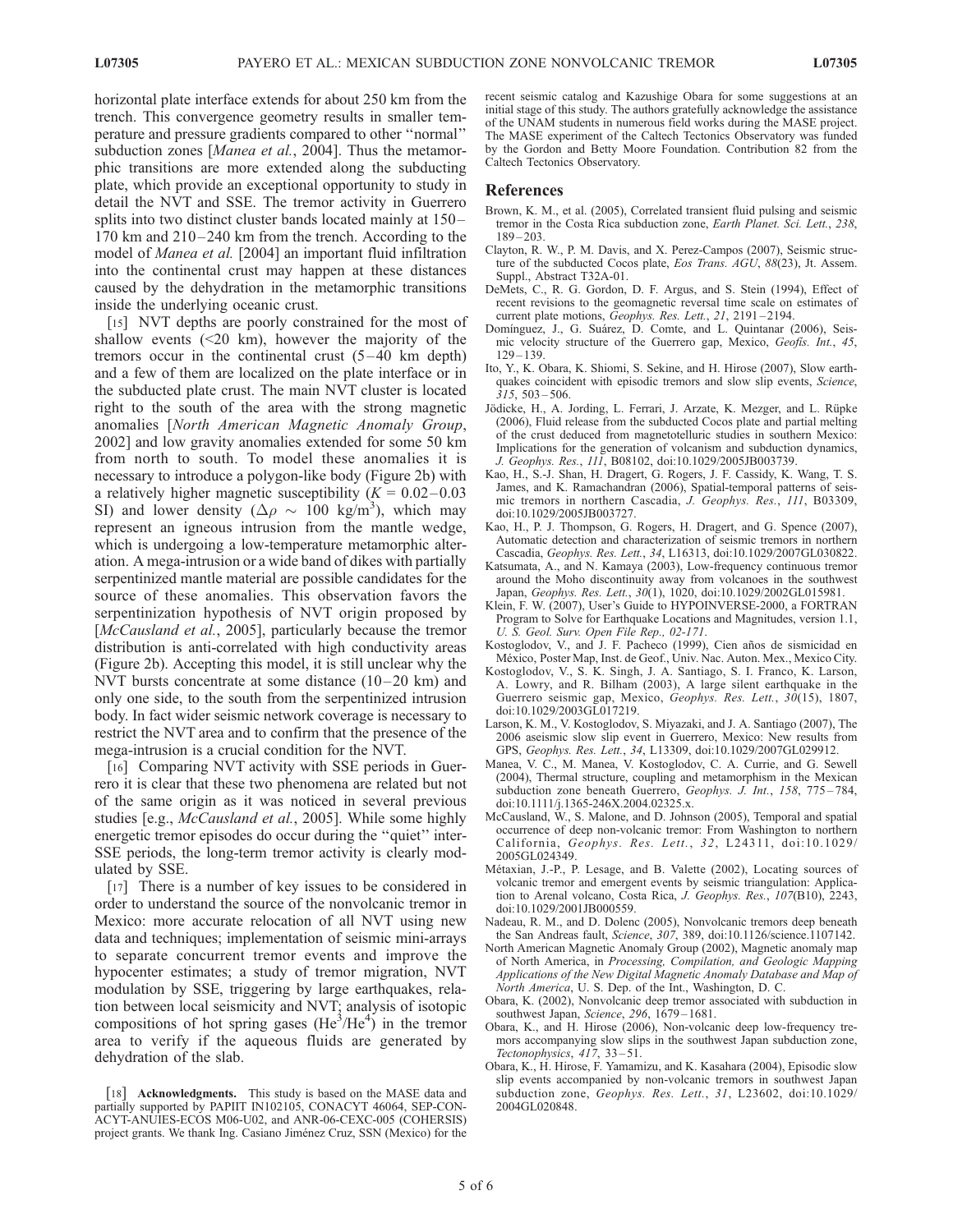horizontal plate interface extends for about 250 km from the trench. This convergence geometry results in smaller temperature and pressure gradients compared to other ''normal'' subduction zones [*Manea et al.*, 2004]. Thus the metamorphic transitions are more extended along the subducting plate, which provide an exceptional opportunity to study in detail the NVT and SSE. The tremor activity in Guerrero splits into two distinct cluster bands located mainly at 150–170 km and 210–240 km from the trench. According to the model of *Manea et al.* [2004] an important fluid infiltration into the continental crust may happen at these distances caused by the dehydration in the metamorphic transitions inside the underlying oceanic crust.

[15] NVT depths are poorly constrained for the most of shallow events (<20 km), however the majority of the tremors occur in the continental crust (5–40 km depth) and a few of them are localized on the plate interface or in the subducted plate crust. The main NVT cluster is located right to the south of the area with the strong magnetic anomalies [*North American Magnetic Anomaly Group*, 2002] and low gravity anomalies extended for some 50 km from north to south. To model these anomalies it is necessary to introduce a polygon-like body (Figure 2b) with a relatively higher magnetic susceptibility ($K$ = 0.02–0.03 SI) and lower density ($\Delta\rho \sim 100$ kg/m$^3$), which may represent an igneous intrusion from the mantle wedge, which is undergoing a low-temperature metamorphic alteration. A mega-intrusion or a wide band of dikes with partially serpentinized mantle material are possible candidates for the source of these anomalies. This observation favors the serpentinization hypothesis of NVT origin proposed by [*McCausland et al.*, 2005], particularly because the tremor distribution is anti-correlated with high conductivity areas (Figure 2b). Accepting this model, it is still unclear why the NVT bursts concentrate at some distance (10–20 km) and only one side, to the south from the serpentinized intrusion body. In fact wider seismic network coverage is necessary to restrict the NVT area and to confirm that the presence of the mega-intrusion is a crucial condition for the NVT.

[16] Comparing NVT activity with SSE periods in Guerrero it is clear that these two phenomena are related but not of the same origin as it was noticed in several previous studies [e.g., *McCausland et al.*, 2005]. While some highly energetic tremor episodes do occur during the ''quiet'' inter-SSE periods, the long-term tremor activity is clearly modulated by SSE.

[17] There is a number of key issues to be considered in order to understand the source of the nonvolcanic tremor in Mexico: more accurate relocation of all NVT using new data and techniques; implementation of seismic mini-arrays to separate concurrent tremor events and improve the hypocenter estimates; a study of tremor migration, NVT modulation by SSE, triggering by large earthquakes, relation between local seismicity and NVT; analysis of isotopic compositions of hot spring gases ($He^3/He^4$) in the tremor area to verify if the aqueous fluids are generated by dehydration of the slab.

[18] **Acknowledgments.** This study is based on the MASE data and partially supported by PAPIIT IN102105, CONACYT 46064, SEP-CONACYT-ANUIES-ECOS M06-U02, and ANR-06-CEXC-005 (COHERSIS) project grants. We thank Ing. Casiano Jiménez Cruz, SSN (Mexico) for the recent seismic catalog and Kazushige Obara for some suggestions at an initial stage of this study. The authors gratefully acknowledge the assistance of the UNAM students in numerous field works during the MASE project. The MASE experiment of the Caltech Tectonics Observatory was funded by the Gordon and Betty Moore Foundation. Contribution 82 from the Caltech Tectonics Observatory.

## References

Brown, K. M., et al. (2005), Correlated transient fluid pulsing and seismic tremor in the Costa Rica subduction zone, *Earth Planet. Sci. Lett.*, *238*, 189–203.

Clayton, R. W., P. M. Davis, and X. Perez-Campos (2007), Seismic structure of the subducted Cocos plate, *Eos Trans. AGU*, *88*(23), Jt. Assem. Suppl., Abstract T32A-01.

DeMets, C., R. G. Gordon, D. F. Argus, and S. Stein (1994), Effect of recent revisions to the geomagnetic reversal time scale on estimates of current plate motions, *Geophys. Res. Lett.*, *21*, 2191–2194.

Domínguez, J., G. Suárez, D. Comte, and L. Quintanar (2006), Seismic velocity structure of the Guerrero gap, Mexico, *Geofís. Int.*, *45*, 129–139.

Ito, Y., K. Obara, K. Shiomi, S. Sekine, and H. Hirose (2007), Slow earthquakes coincident with episodic tremors and slow slip events, *Science*, *315*, 503–506.

Jödicke, H., A. Jording, L. Ferrari, J. Arzate, K. Mezger, and L. Rüpke (2006), Fluid release from the subducted Cocos plate and partial melting of the crust deduced from magnetotelluric studies in southern Mexico: Implications for the generation of volcanism and subduction dynamics, *J. Geophys. Res.*, *111*, B08102, doi:10.1029/2005JB003739.

Kao, H., S.-J. Shan, H. Dragert, G. Rogers, J. F. Cassidy, K. Wang, T. S. James, and K. Ramachandran (2006), Spatial-temporal patterns of seismic tremors in northern Cascadia, *J. Geophys. Res.*, *111*, B03309, doi:10.1029/2005JB003727.

Kao, H., P. J. Thompson, G. Rogers, H. Dragert, and G. Spence (2007), Automatic detection and characterization of seismic tremors in northern Cascadia, *Geophys. Res. Lett.*, *34*, L16313, doi:10.1029/2007GL030822.

Katsumata, A., and N. Kamaya (2003), Low-frequency continuous tremor around the Moho discontinuity away from volcanoes in the southwest Japan, *Geophys. Res. Lett.*, *30*(1), 1020, doi:10.1029/2002GL015981.

Klein, F. W. (2007), User's Guide to HYPOINVERSE-2000, a FORTRAN Program to Solve for Earthquake Locations and Magnitudes, version 1.1, *U. S. Geol. Surv. Open File Rep., 02-171*.

Kostoglodov, V., and J. F. Pacheco (1999), Cien años de sismicidad en México, Poster Map, Inst. de Geof., Univ. Nac. Auton. Mex., Mexico City.

Kostoglodov, V., S. K. Singh, J. A. Santiago, S. I. Franco, K. Larson, A. Lowry, and R. Bilham (2003), A large silent earthquake in the Guerrero seismic gap, Mexico, *Geophys. Res. Lett.*, *30*(15), 1807, doi:10.1029/2003GL017219.

Larson, K. M., V. Kostoglodov, S. Miyazaki, and J. A. Santiago (2007), The 2006 aseismic slow slip event in Guerrero, Mexico: New results from GPS, *Geophys. Res. Lett.*, *34*, L13309, doi:10.1029/2007GL029912.

Manea, V. C., M. Manea, V. Kostoglodov, C. A. Currie, and G. Sewell (2004), Thermal structure, coupling and metamorphism in the Mexican subduction zone beneath Guerrero, *Geophys. J. Int.*, *158*, 775–784, doi:10.1111/j.1365-246X.2004.02325.x.

McCausland, W., S. Malone, and D. Johnson (2005), Temporal and spatial occurrence of deep non-volcanic tremor: From Washington to northern California, *Geophys. Res. Lett.*, *32*, L24311, doi:10.1029/2005GL024349.

Métaxian, J.-P., P. Lesage, and B. Valette (2002), Locating sources of volcanic tremor and emergent events by seismic triangulation: Application to Arenal volcano, Costa Rica, *J. Geophys. Res.*, *107*(B10), 2243, doi:10.1029/2001JB000559.

Nadeau, R. M., and D. Dolenc (2005), Nonvolcanic tremors deep beneath the San Andreas fault, *Science*, *307*, 389, doi:10.1126/science.1107142.

North American Magnetic Anomaly Group (2002), Magnetic anomaly map of North America, in *Processing, Compilation, and Geologic Mapping Applications of the New Digital Magnetic Anomaly Database and Map of North America*, U. S. Dep. of the Int., Washington, D. C.

Obara, K. (2002), Nonvolcanic deep tremor associated with subduction in southwest Japan, *Science*, *296*, 1679–1681.

Obara, K., and H. Hirose (2006), Non-volcanic deep low-frequency tremors accompanying slow slips in the southwest Japan subduction zone, *Tectonophysics*, *417*, 33–51.

Obara, K., H. Hirose, F. Yamamizu, and K. Kasahara (2004), Episodic slow slip events accompanied by non-volcanic tremors in southwest Japan subduction zone, *Geophys. Res. Lett.*, *31*, L23602, doi:10.1029/2004GL020848.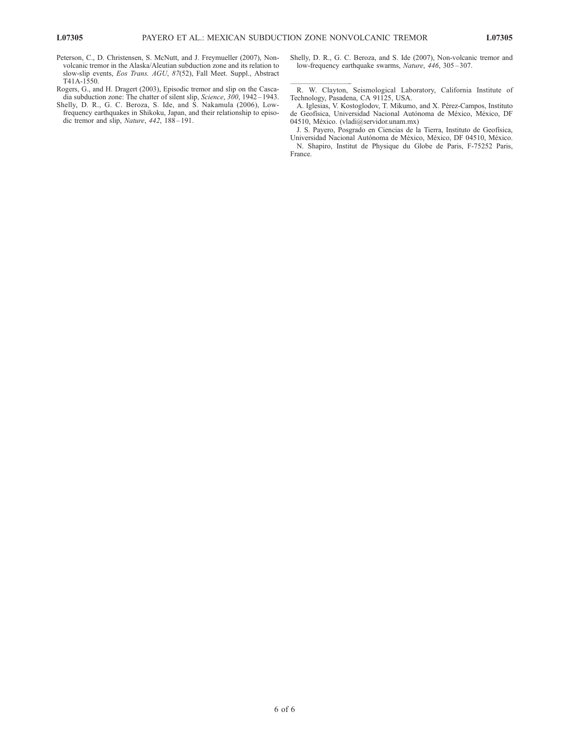Peterson, C., D. Christensen, S. McNutt, and J. Freymueller (2007), Non-volcanic tremor in the Alaska/Aleutian subduction zone and its relation to slow-slip events, *Eos Trans. AGU*, *87*(52), Fall Meet. Suppl., Abstract T41A-1550.

Rogers, G., and H. Dragert (2003), Episodic tremor and slip on the Cascadia subduction zone: The chatter of silent slip, *Science*, *300*, 1942–1943.

Shelly, D. R., G. C. Beroza, S. Ide, and S. Nakamula (2006), Low-frequency earthquakes in Shikoku, Japan, and their relationship to episodic tremor and slip, *Nature*, *442*, 188–191.

Shelly, D. R., G. C. Beroza, and S. Ide (2007), Non-volcanic tremor and low-frequency earthquake swarms, *Nature*, *446*, 305–307.

---

R. W. Clayton, Seismological Laboratory, California Institute of Technology, Pasadena, CA 91125, USA.

A. Iglesias, V. Kostoglodov, T. Mikumo, and X. Pérez-Campos, Instituto de Geofísica, Universidad Nacional Autónoma de México, México, DF 04510, México. (vladi@servidor.unam.mx)

J. S. Payero, Posgrado en Ciencias de la Tierra, Instituto de Geofísica, Universidad Nacional Autónoma de México, México, DF 04510, México.

N. Shapiro, Institut de Physique du Globe de Paris, F-75252 Paris, France.